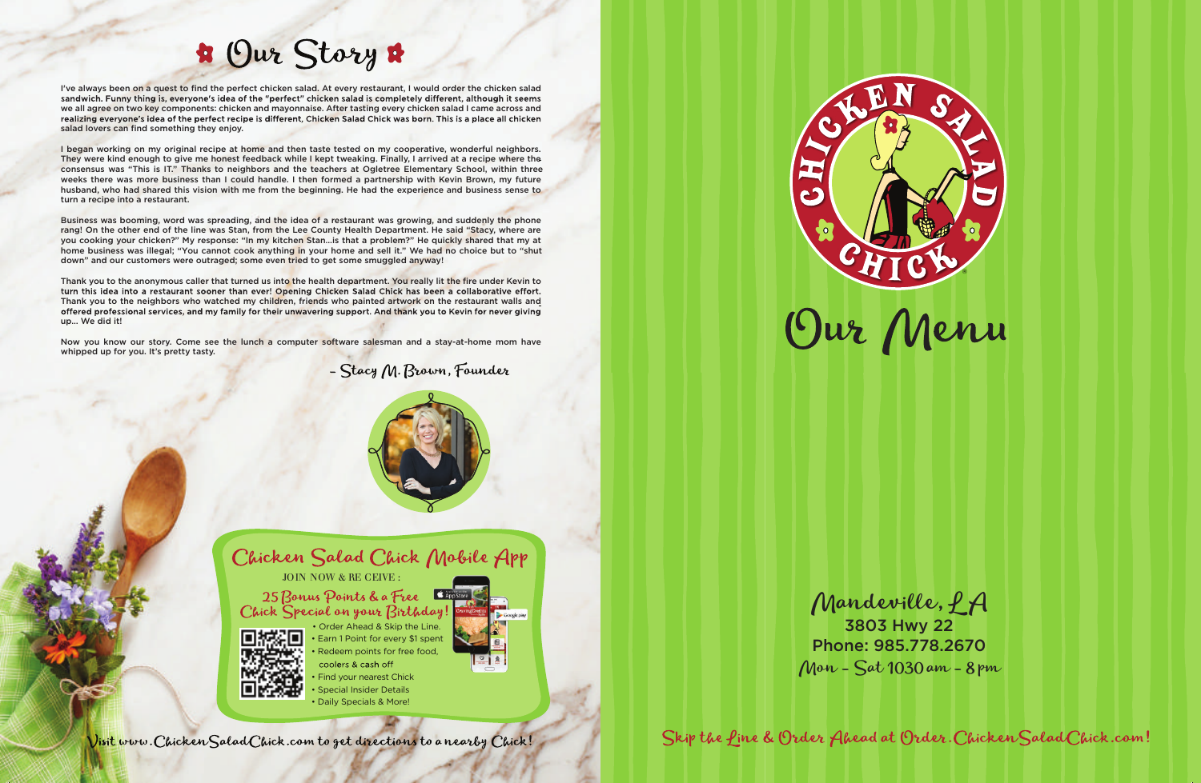# Our Story

I've always been on a quest to find the perfect chicken salad. At every restaurant, I would order the chicken salad sandwich. Funny thing is, everyone's idea of the "perfect" chicken salad is completely different, although it seems we all agree on two key components: chicken and mayonnaise. After tasting every chicken salad I came across and realizing everyone's idea of the perfect recipe is different, Chicken Salad Chick was born. This is a place all chicken salad lovers can find something they enjoy.

I began working on my original recipe at home and then taste tested on my cooperative, wonderful neighbors. They were kind enough to give me honest feedback while I kept tweaking. Finally, I arrived at a recipe where the consensus was "This is IT." Thanks to neighbors and the teachers at Ogletree Elementary School, within three weeks there was more business than I could handle. I then formed a partnership with Kevin Brown, my future husband, who had shared this vision with me from the beginning. He had the experience and business sense to turn a recipe into a restaurant.

Business was booming, word was spreading, and the idea of a restaurant was growing, and suddenly the phone rang! On the other end of the line was Stan, from the Lee County Health Department. He said "Stacy, where are you cooking your chicken?" My response: "In my kitchen Stan…is that a problem?" He quickly shared that my at home business was illegal; "You cannot cook anything in your home and sell it." We had no choice but to "shut down" and our customers were outraged; some even tried to get some smuggled anyway!

Thank you to the anonymous caller that turned us into the health department. You really lit the fire under Kevin to turn this idea into a restaurant sooner than ever! Opening Chicken Salad Chick has been a collaborative effort. Thank you to the neighbors who watched my children, friends who painted artwork on the restaurant walls and offered professional services, and my family for their unwavering support. And thank you to Kevin for never giving up… We did it!

Now you know our story. Come see the lunch a computer software salesman and a stay-at-home mom have whipped up for you. It's pretty tasty.

– Stacy M. Brown, Founder

## Chicken Salad Chick Mobile App

JOIN NOW & RECEIVE:

25 Bonus Points & a Free Chick Special on your Birthday!

- Order Ahead & Skip the Line.
- Earn 1 Point for every $1 spent
- Redeem points for free food, coolers & cash off
- Find your nearest Chick
- Special Insider Details
- Daily Specials & More!

Visit www.ChickenSaladChick.com to get directions to a nearby Chick!

# Chicken Salad Chick

# Our Menu

Mandeville, LA
3803 Hwy 22
Phone: 985.778.2670
Mon - Sat 1030 am - 8 pm

Skip the Line & Order Ahead at Order.ChickenSaladChick.com!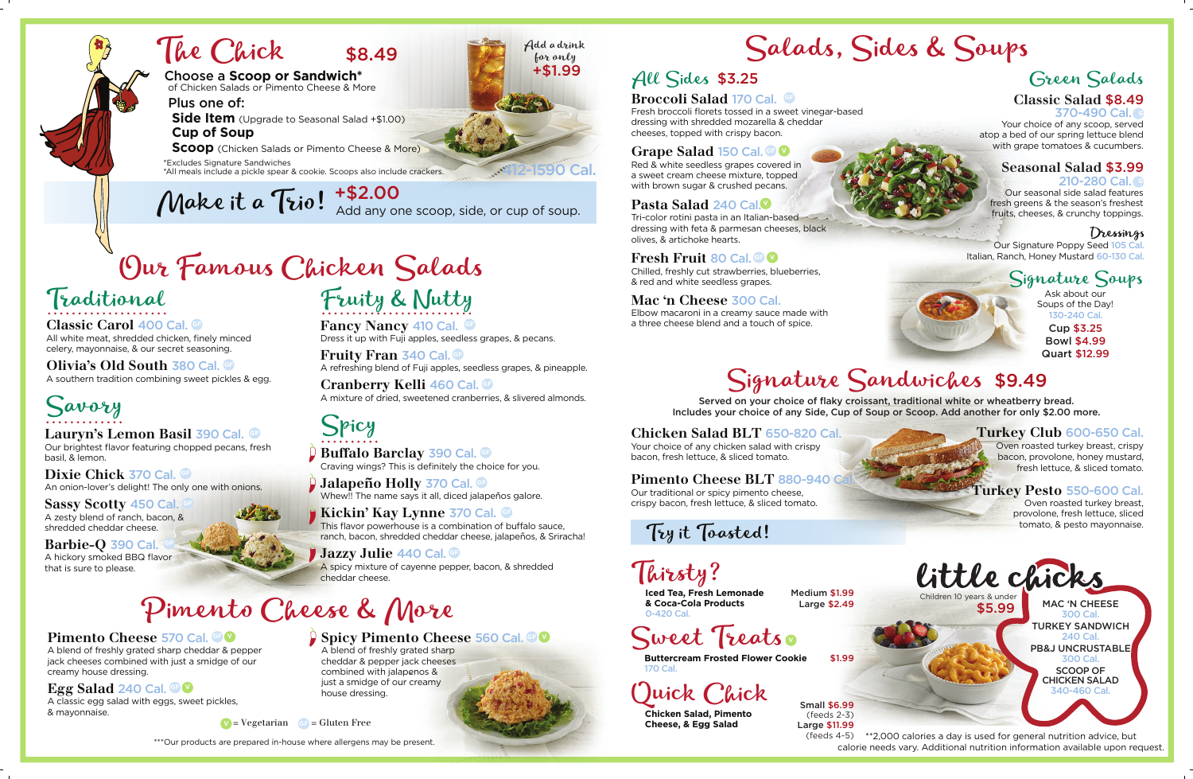# The Chick $8.49

*Add a drink for only* **+$1.99**

**Choose a Scoop or Sandwich*** of Chicken Salads or Pimento Cheese & More

**Plus one of:**

- **Side Item** (Upgrade to Seasonal Salad +$1.00)
- **Cup of Soup**
- **Scoop** (Chicken Salads or Pimento Cheese & More)

*Excludes Signature Sandwiches
*All meals include a pickle spear & cookie. Scoops also include crackers.

412-1590 Cal.

## Make it a Trio! +$2.00

Add any one scoop, side, or cup of soup.

# Our Famous Chicken Salads

## Traditional

**Classic Carol** 400 Cal. GF
All white meat, shredded chicken, finely minced celery, mayonnaise, & our secret seasoning.

**Olivia's Old South** 380 Cal. GF
A southern tradition combining sweet pickles & egg.

## Savory

**Lauryn's Lemon Basil** 390 Cal. GF
Our brightest flavor featuring chopped pecans, fresh basil, & lemon.

**Dixie Chick** 370 Cal. GF
An onion-lover's delight! The only one with onions.

**Sassy Scotty** 450 Cal. GF
A zesty blend of ranch, bacon, & shredded cheddar cheese.

**Barbie-Q** 390 Cal. GF
A hickory smoked BBQ flavor that is sure to please.

## Fruity & Nutty

**Fancy Nancy** 410 Cal. GF
Dress it up with Fuji apples, seedless grapes, & pecans.

**Fruity Fran** 340 Cal. GF
A refreshing blend of Fuji apples, seedless grapes, & pineapple.

**Cranberry Kelli** 460 Cal. GF
A mixture of dried, sweetened cranberries, & slivered almonds.

## Spicy

**Buffalo Barclay** 390 Cal. GF
Craving wings? This is definitely the choice for you.

**Jalapeño Holly** 370 Cal. GF
Whew!! The name says it all, diced jalapeños galore.

**Kickin' Kay Lynne** 370 Cal. GF
This flavor powerhouse is a combination of buffalo sauce, ranch, bacon, shredded cheddar cheese, jalapeños, & Sriracha!

**Jazzy Julie** 440 Cal. GF
A spicy mixture of cayenne pepper, bacon, & shredded cheddar cheese.

# Pimento Cheese & More

**Pimento Cheese** 570 Cal. GF V
A blend of freshly grated sharp cheddar & pepper jack cheeses combined with just a smidge of our creamy house dressing.

**Egg Salad** 240 Cal. GF V
A classic egg salad with eggs, sweet pickles, & mayonnaise.

**Spicy Pimento Cheese** 560 Cal. GF V
A blend of freshly grated sharp cheddar & pepper jack cheeses combined with jalapenos & just a smidge of our creamy house dressing.

V = Vegetarian GF = Gluten Free

***Our products are prepared in-house where allergens may be present.

# Salads, Sides & Soups

## All Sides $3.25

**Broccoli Salad** 170 Cal. GF
Fresh broccoli florets tossed in a sweet vinegar-based dressing with shredded mozarella & cheddar cheeses, topped with crispy bacon.

**Grape Salad** 150 Cal. GF V
Red & white seedless grapes covered in a sweet cream cheese mixture, topped with brown sugar & crushed pecans.

**Pasta Salad** 240 Cal. V
Tri-color rotini pasta in an Italian-based dressing with feta & parmesan cheeses, black olives, & artichoke hearts.

**Fresh Fruit** 80 Cal. GF V
Chilled, freshly cut strawberries, blueberries, & red and white seedless grapes.

**Mac 'n Cheese** 300 Cal.
Elbow macaroni in a creamy sauce made with a three cheese blend and a touch of spice.

## Green Salads

**Classic Salad $8.49**
370-490 Cal. GF
Your choice of any scoop, served atop a bed of our spring lettuce blend with grape tomatoes & cucumbers.

**Seasonal Salad $3.99**
210-280 Cal. GF
Our seasonal side salad features fresh greens & the season's freshest fruits, cheeses, & crunchy toppings.

### Dressings

Our Signature Poppy Seed 105 Cal.
Italian, Ranch, Honey Mustard 60-130 Cal.

## Signature Soups

Ask about our Soups of the Day!
130-240 Cal.

- Cup $3.25
- Bowl $4.99
- Quart $12.99

# Signature Sandwiches $9.49

Served on your choice of flaky croissant, traditional white or wheatberry bread.
Includes your choice of any Side, Cup of Soup or Scoop. Add another for only $2.00 more.

**Chicken Salad BLT** 650-820 Cal.
Your choice of any chicken salad with crispy bacon, fresh lettuce, & sliced tomato.

**Pimento Cheese BLT** 880-940 Cal.
Our traditional or spicy pimento cheese, crispy bacon, fresh lettuce, & sliced tomato.

**Turkey Club** 600-650 Cal.
Oven roasted turkey breast, crispy bacon, provolone, honey mustard, fresh lettuce, & sliced tomato.

**Turkey Pesto** 550-600 Cal.
Oven roasted turkey breast, provolone, fresh lettuce, sliced tomato, & pesto mayonnaise.

## Try it Toasted!

## Thirsty?

**Iced Tea, Fresh Lemonade & Coca-Cola Products**
0-420 Cal.

Medium $1.99
Large $2.49

## Sweet Treats V

**Buttercream Frosted Flower Cookie** $1.99
170 Cal.

## Quick Chick

**Chicken Salad, Pimento Cheese, & Egg Salad**

Small $6.99 (feeds 2-3)
Large $11.99 (feeds 4-5)

## little chicks

Children 10 years & under
**$5.99**

- MAC 'N CHEESE 300 Cal.
- TURKEY SANDWICH 240 Cal.
- PB&J UNCRUSTABLE 300 Cal.
- SCOOP OF CHICKEN SALAD 340-460 Cal.

**2,000 calories a day is used for general nutrition advice, but calorie needs vary. Additional nutrition information available upon request.